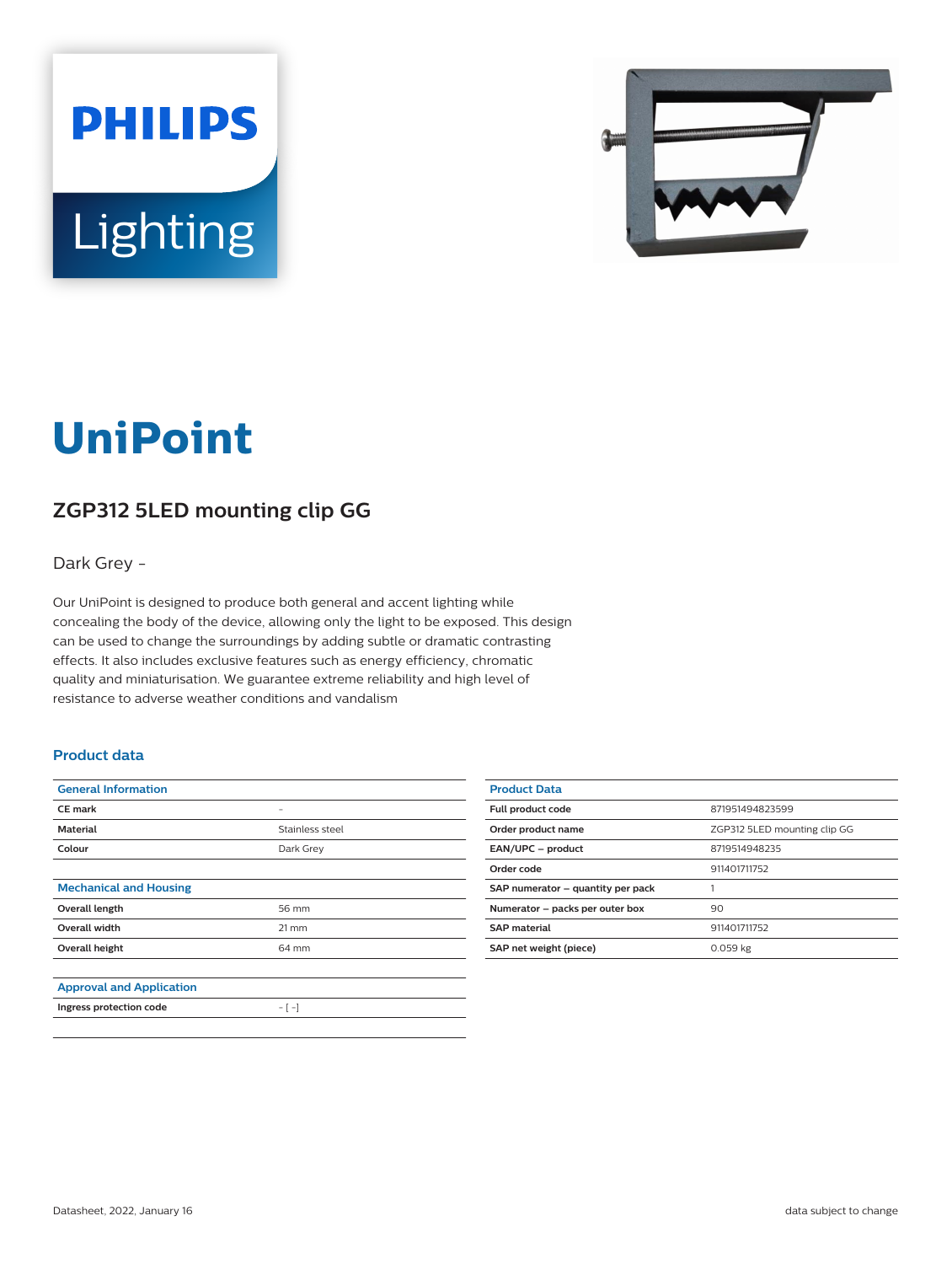# UniPoint

## ZGP312 5LED mounting clip GG

Dark Grey -

Our UniPoint is designed to produce both general and accent lighting while concealing the body of the device, allowing only the light to be exposed. This design can be used to change the surroundings by adding subtle or dramatic contrasting effects. It also includes exclusive features such as energy efficiency, chromatic quality and miniaturisation. We guarantee extreme reliability and high level of resistance to adverse weather conditions and vandalism

### Product data

| General Information | |
|---|---|
| CE mark | - |
| Material | Stainless steel |
| Colour | Dark Grey |

| Mechanical and Housing | |
|---|---|
| Overall length | 56 mm |
| Overall width | 21 mm |
| Overall height | 64 mm |

| Approval and Application | |
|---|---|
| Ingress protection code | - [ -] |

| Product Data | |
|---|---|
| Full product code | 871951494823599 |
| Order product name | ZGP312 5LED mounting clip GG |
| EAN/UPC – product | 8719514948235 |
| Order code | 911401711752 |
| SAP numerator – quantity per pack | 1 |
| Numerator – packs per outer box | 90 |
| SAP material | 911401711752 |
| SAP net weight (piece) | 0.059 kg |

Datasheet, 2022, January 16

data subject to change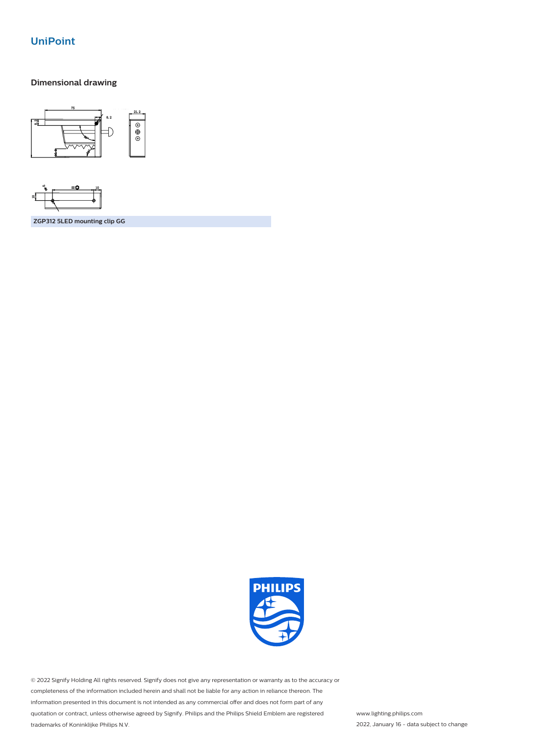# UniPoint

## Dimensional drawing

75

8.2

21.2

55

10

10

ZGP312 5LED mounting clip GG

© 2022 Signify Holding All rights reserved. Signify does not give any representation or warranty as to the accuracy or completeness of the information included herein and shall not be liable for any action in reliance thereon. The information presented in this document is not intended as any commercial offer and does not form part of any quotation or contract, unless otherwise agreed by Signify. Philips and the Philips Shield Emblem are registered trademarks of Koninklijke Philips N.V.

www.lighting.philips.com

2022, January 16 - data subject to change